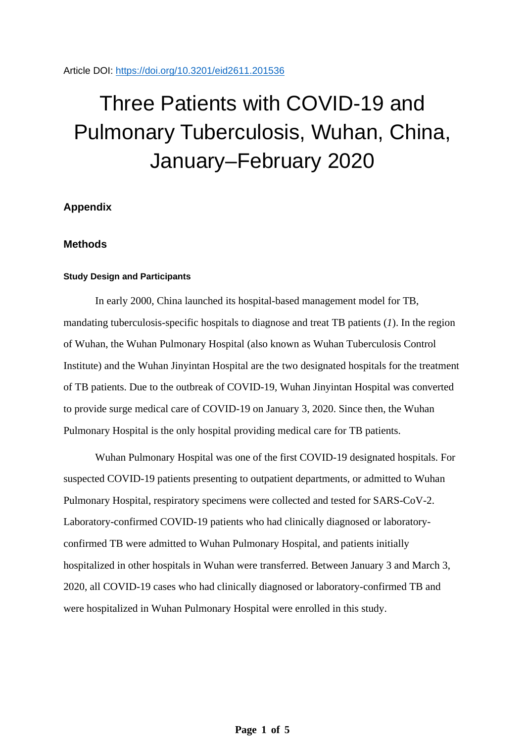Article DOI: https://doi.org/10.3201/eid2611.201536

# Three Patients with COVID-19 and Pulmonary Tuberculosis, Wuhan, China, January–February 2020

## Appendix

## Methods

### Study Design and Participants

In early 2000, China launched its hospital-based management model for TB, mandating tuberculosis-specific hospitals to diagnose and treat TB patients (*1*). In the region of Wuhan, the Wuhan Pulmonary Hospital (also known as Wuhan Tuberculosis Control Institute) and the Wuhan Jinyintan Hospital are the two designated hospitals for the treatment of TB patients. Due to the outbreak of COVID-19, Wuhan Jinyintan Hospital was converted to provide surge medical care of COVID-19 on January 3, 2020. Since then, the Wuhan Pulmonary Hospital is the only hospital providing medical care for TB patients.

Wuhan Pulmonary Hospital was one of the first COVID-19 designated hospitals. For suspected COVID-19 patients presenting to outpatient departments, or admitted to Wuhan Pulmonary Hospital, respiratory specimens were collected and tested for SARS-CoV-2. Laboratory-confirmed COVID-19 patients who had clinically diagnosed or laboratory-confirmed TB were admitted to Wuhan Pulmonary Hospital, and patients initially hospitalized in other hospitals in Wuhan were transferred. Between January 3 and March 3, 2020, all COVID-19 cases who had clinically diagnosed or laboratory-confirmed TB and were hospitalized in Wuhan Pulmonary Hospital were enrolled in this study.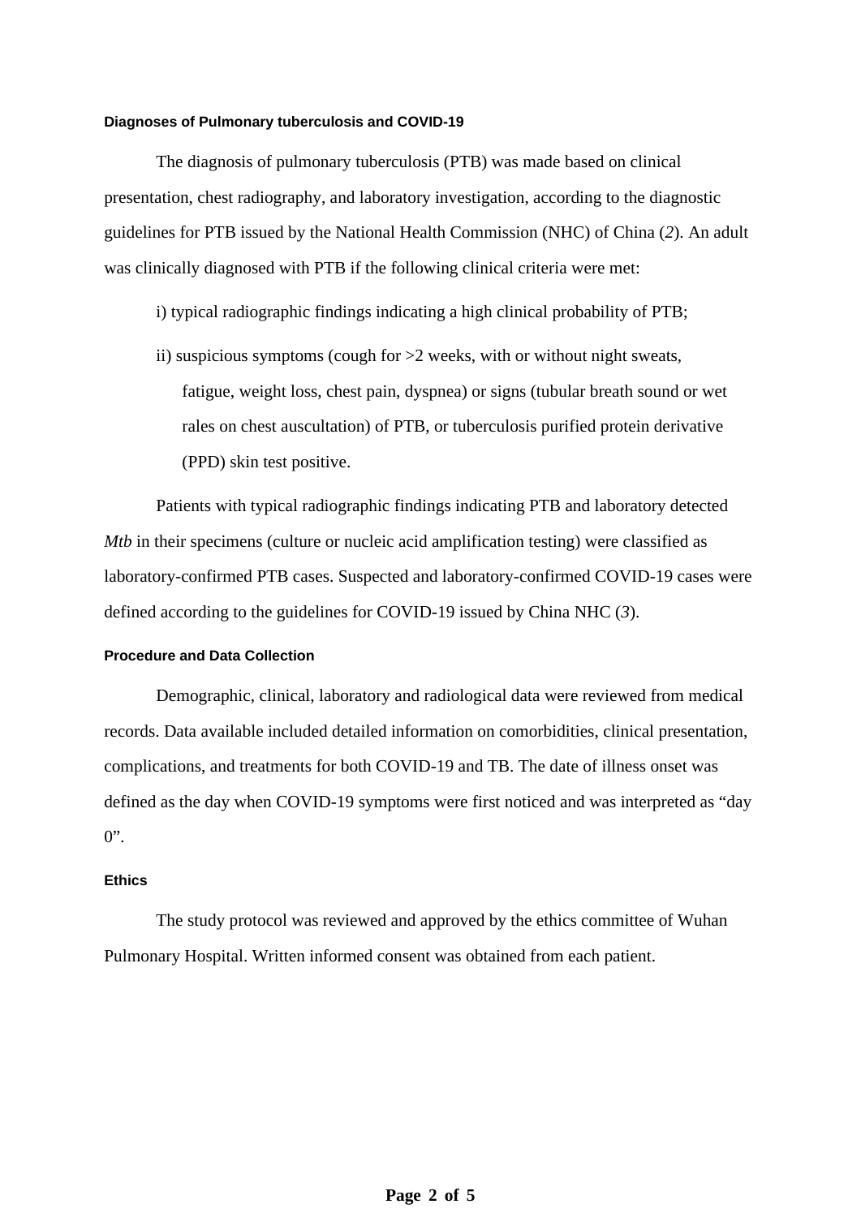### Diagnoses of Pulmonary tuberculosis and COVID-19

The diagnosis of pulmonary tuberculosis (PTB) was made based on clinical presentation, chest radiography, and laboratory investigation, according to the diagnostic guidelines for PTB issued by the National Health Commission (NHC) of China (*2*). An adult was clinically diagnosed with PTB if the following clinical criteria were met:

i) typical radiographic findings indicating a high clinical probability of PTB;

ii) suspicious symptoms (cough for >2 weeks, with or without night sweats, fatigue, weight loss, chest pain, dyspnea) or signs (tubular breath sound or wet rales on chest auscultation) of PTB, or tuberculosis purified protein derivative (PPD) skin test positive.

Patients with typical radiographic findings indicating PTB and laboratory detected *Mtb* in their specimens (culture or nucleic acid amplification testing) were classified as laboratory-confirmed PTB cases. Suspected and laboratory-confirmed COVID-19 cases were defined according to the guidelines for COVID-19 issued by China NHC (*3*).

### Procedure and Data Collection

Demographic, clinical, laboratory and radiological data were reviewed from medical records. Data available included detailed information on comorbidities, clinical presentation, complications, and treatments for both COVID-19 and TB. The date of illness onset was defined as the day when COVID-19 symptoms were first noticed and was interpreted as "day 0".

### Ethics

The study protocol was reviewed and approved by the ethics committee of Wuhan Pulmonary Hospital. Written informed consent was obtained from each patient.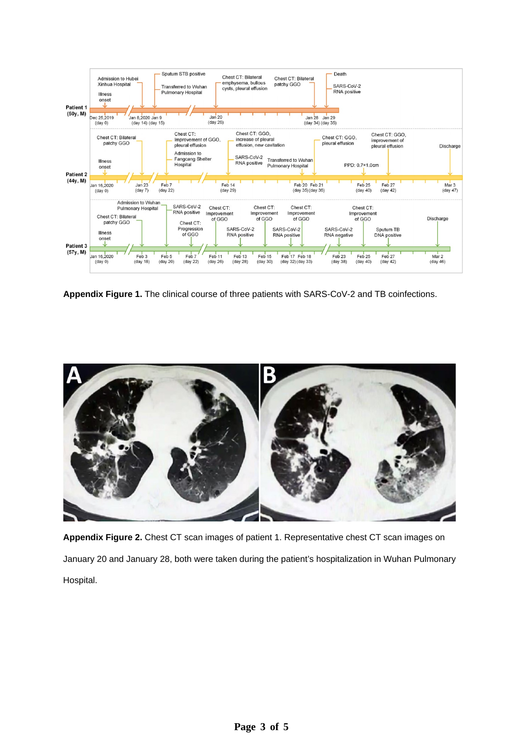**Appendix Figure 1.** The clinical course of three patients with SARS-CoV-2 and TB coinfections.

**Appendix Figure 2.** Chest CT scan images of patient 1. Representative chest CT scan images on January 20 and January 28, both were taken during the patient's hospitalization in Wuhan Pulmonary Hospital.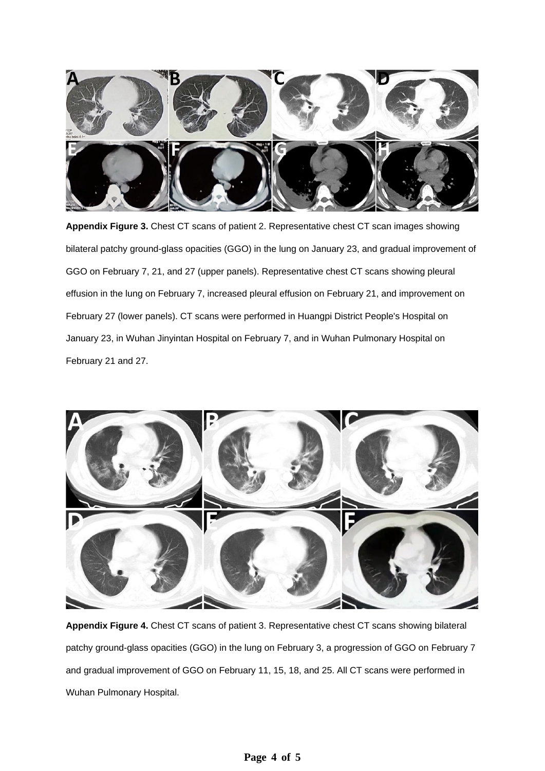**Appendix Figure 3.** Chest CT scans of patient 2. Representative chest CT scan images showing bilateral patchy ground-glass opacities (GGO) in the lung on January 23, and gradual improvement of GGO on February 7, 21, and 27 (upper panels). Representative chest CT scans showing pleural effusion in the lung on February 7, increased pleural effusion on February 21, and improvement on February 27 (lower panels). CT scans were performed in Huangpi District People's Hospital on January 23, in Wuhan Jinyintan Hospital on February 7, and in Wuhan Pulmonary Hospital on February 21 and 27.

**Appendix Figure 4.** Chest CT scans of patient 3. Representative chest CT scans showing bilateral patchy ground-glass opacities (GGO) in the lung on February 3, a progression of GGO on February 7 and gradual improvement of GGO on February 11, 15, 18, and 25. All CT scans were performed in Wuhan Pulmonary Hospital.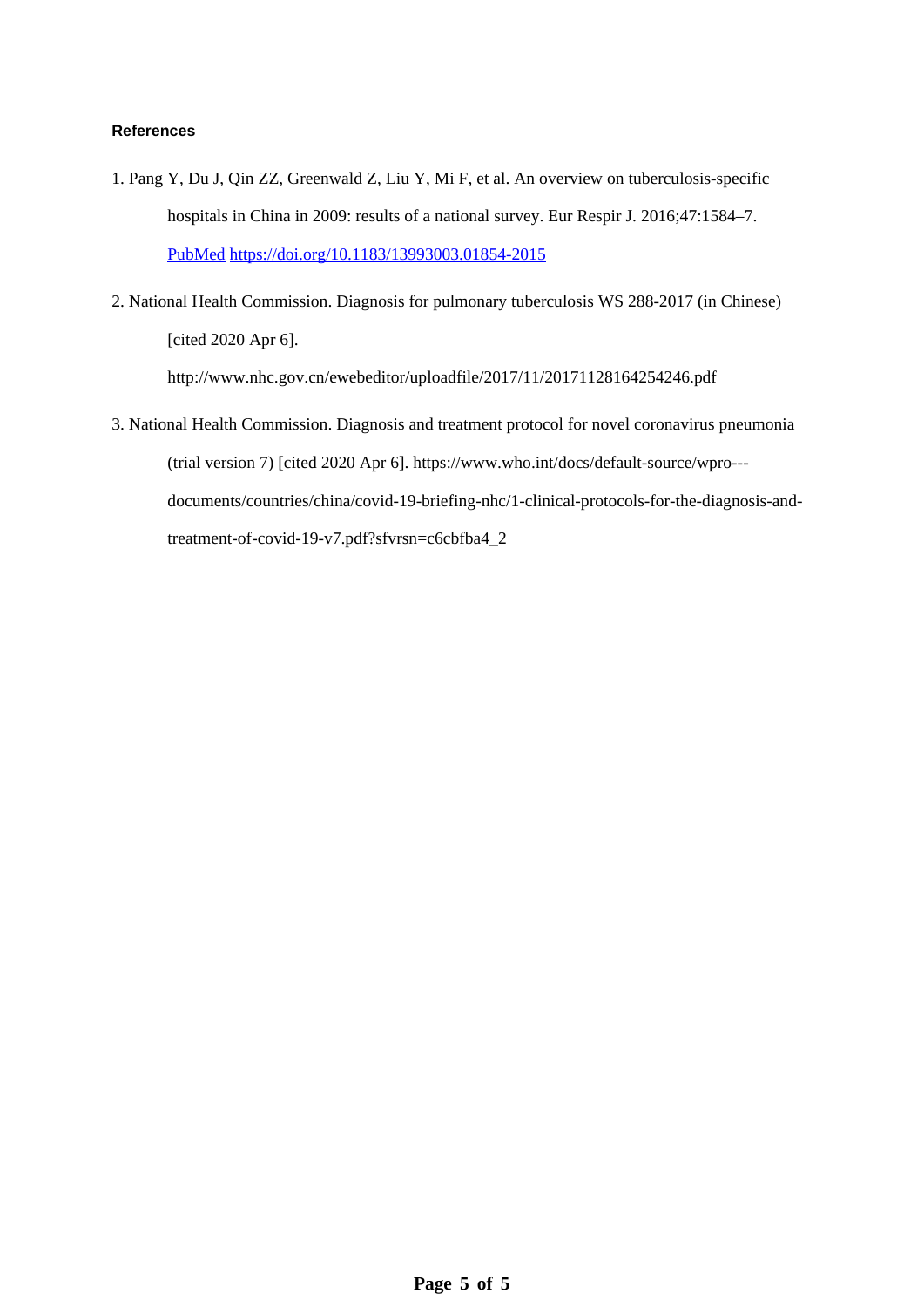**References**

1. Pang Y, Du J, Qin ZZ, Greenwald Z, Liu Y, Mi F, et al. An overview on tuberculosis-specific hospitals in China in 2009: results of a national survey. Eur Respir J. 2016;47:1584–7. PubMed https://doi.org/10.1183/13993003.01854-2015

2. National Health Commission. Diagnosis for pulmonary tuberculosis WS 288-2017 (in Chinese) [cited 2020 Apr 6]. http://www.nhc.gov.cn/ewebeditor/uploadfile/2017/11/20171128164254246.pdf

3. National Health Commission. Diagnosis and treatment protocol for novel coronavirus pneumonia (trial version 7) [cited 2020 Apr 6]. https://www.who.int/docs/default-source/wpro---documents/countries/china/covid-19-briefing-nhc/1-clinical-protocols-for-the-diagnosis-and-treatment-of-covid-19-v7.pdf?sfvrsn=c6cbfba4_2